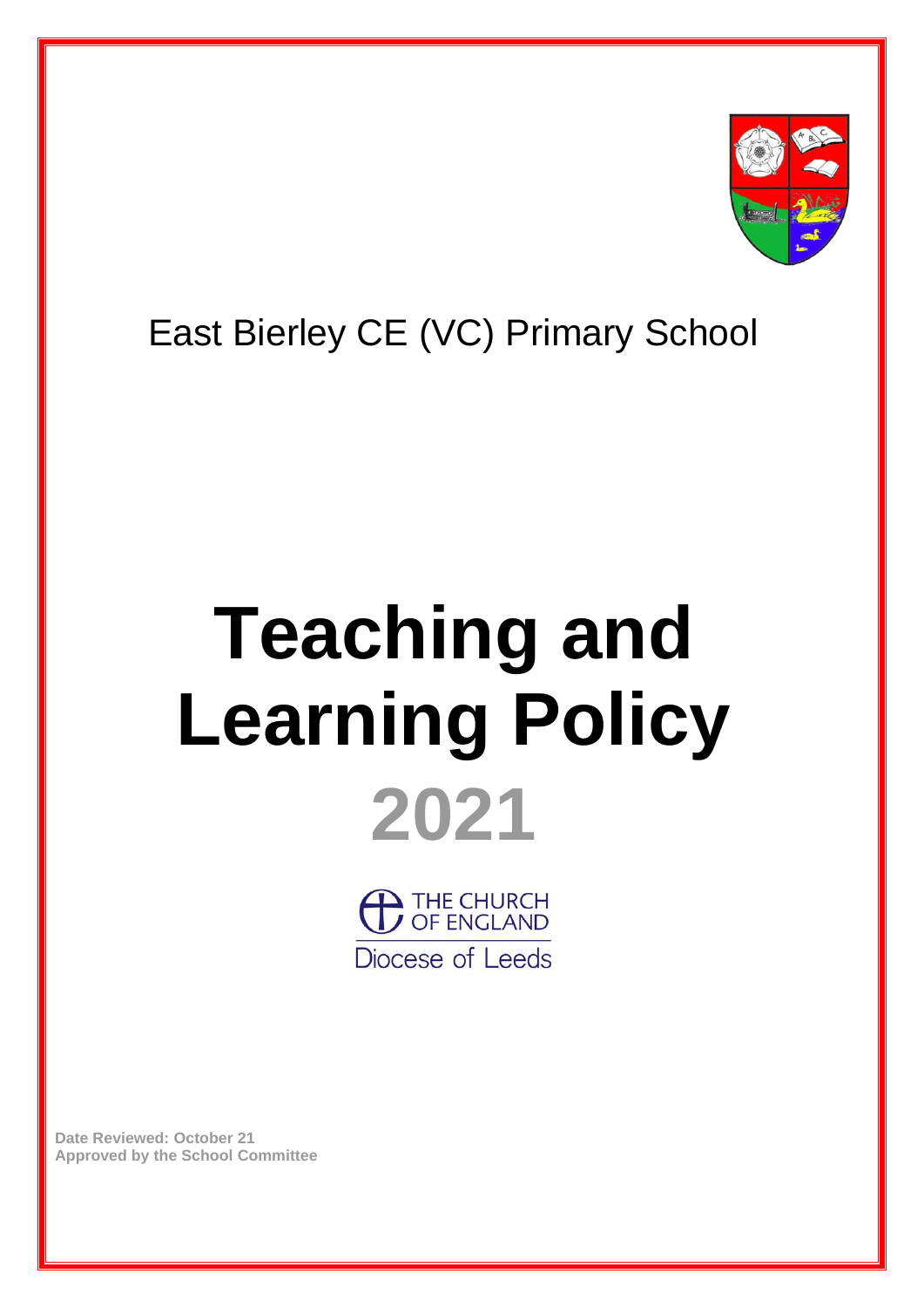East Bierley CE (VC) Primary School

# Teaching and Learning Policy

# 2021

THE CHURCH OF ENGLAND
Diocese of Leeds

**Date Reviewed: October 21**
**Approved by the School Committee**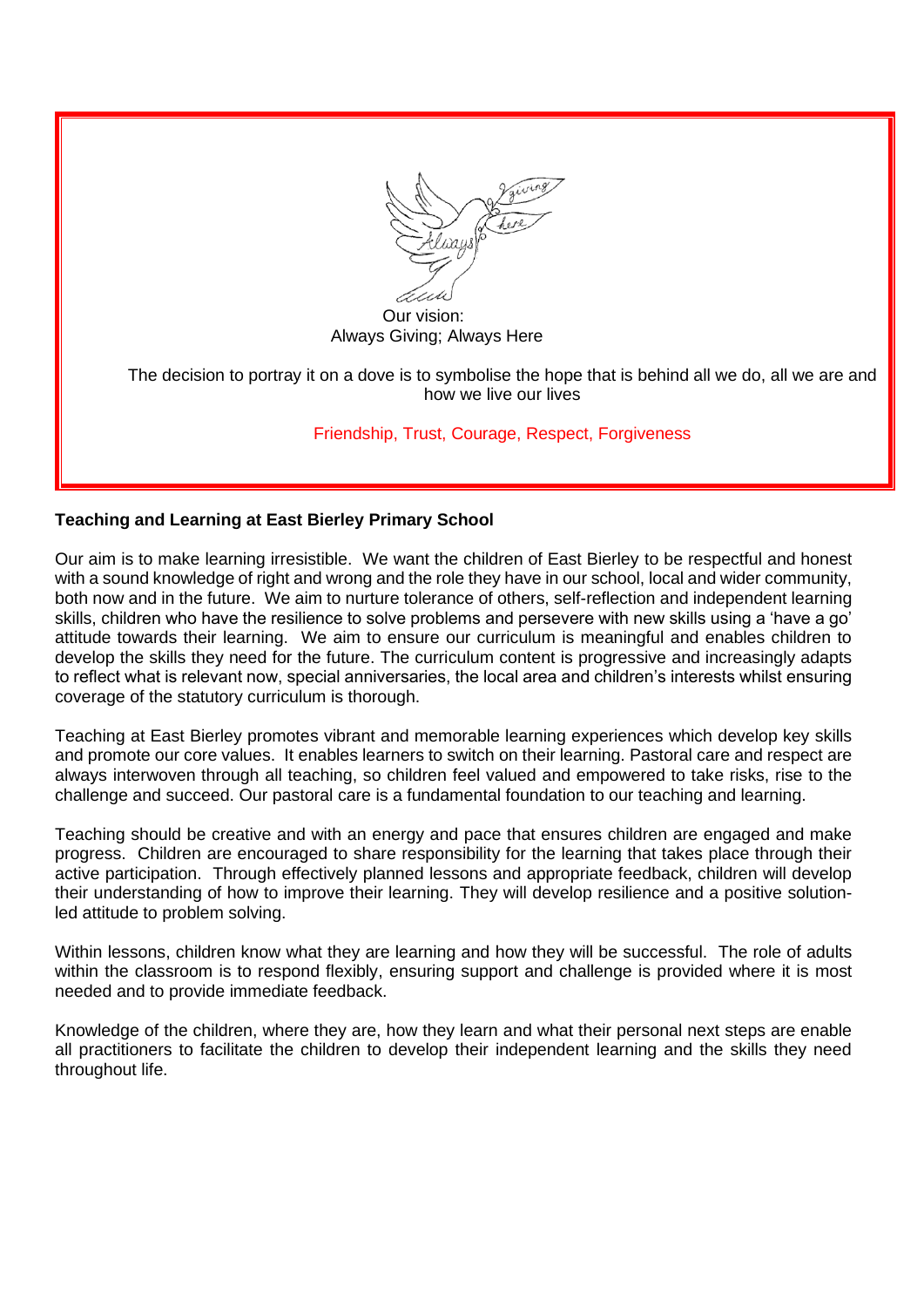Our vision:
Always Giving; Always Here

The decision to portray it on a dove is to symbolise the hope that is behind all we do, all we are and how we live our lives

Friendship, Trust, Courage, Respect, Forgiveness

**Teaching and Learning at East Bierley Primary School**

Our aim is to make learning irresistible. We want the children of East Bierley to be respectful and honest with a sound knowledge of right and wrong and the role they have in our school, local and wider community, both now and in the future. We aim to nurture tolerance of others, self-reflection and independent learning skills, children who have the resilience to solve problems and persevere with new skills using a 'have a go' attitude towards their learning. We aim to ensure our curriculum is meaningful and enables children to develop the skills they need for the future. The curriculum content is progressive and increasingly adapts to reflect what is relevant now, special anniversaries, the local area and children's interests whilst ensuring coverage of the statutory curriculum is thorough.

Teaching at East Bierley promotes vibrant and memorable learning experiences which develop key skills and promote our core values. It enables learners to switch on their learning. Pastoral care and respect are always interwoven through all teaching, so children feel valued and empowered to take risks, rise to the challenge and succeed. Our pastoral care is a fundamental foundation to our teaching and learning.

Teaching should be creative and with an energy and pace that ensures children are engaged and make progress. Children are encouraged to share responsibility for the learning that takes place through their active participation. Through effectively planned lessons and appropriate feedback, children will develop their understanding of how to improve their learning. They will develop resilience and a positive solution-led attitude to problem solving.

Within lessons, children know what they are learning and how they will be successful. The role of adults within the classroom is to respond flexibly, ensuring support and challenge is provided where it is most needed and to provide immediate feedback.

Knowledge of the children, where they are, how they learn and what their personal next steps are enable all practitioners to facilitate the children to develop their independent learning and the skills they need throughout life.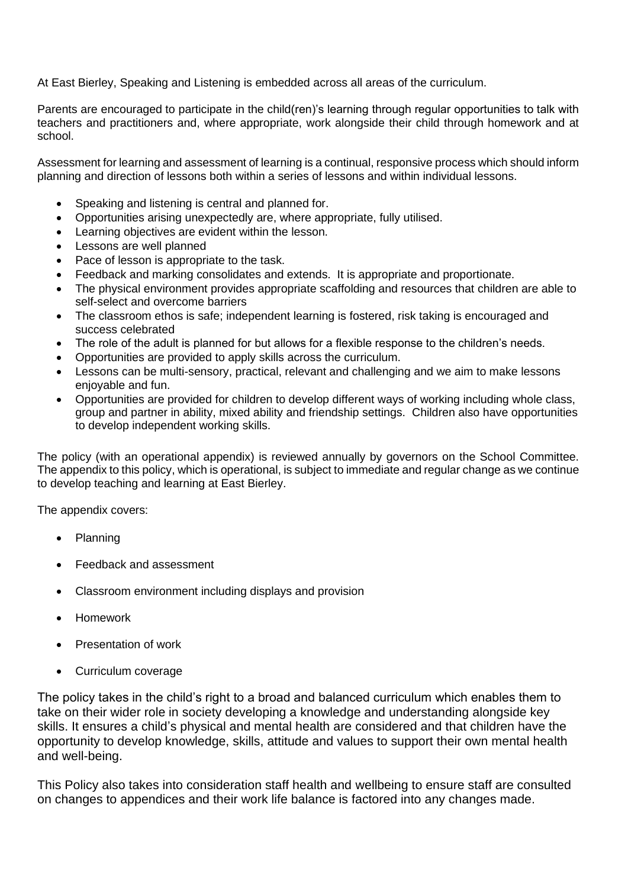At East Bierley, Speaking and Listening is embedded across all areas of the curriculum.

Parents are encouraged to participate in the child(ren)'s learning through regular opportunities to talk with teachers and practitioners and, where appropriate, work alongside their child through homework and at school.

Assessment for learning and assessment of learning is a continual, responsive process which should inform planning and direction of lessons both within a series of lessons and within individual lessons.

- Speaking and listening is central and planned for.
- Opportunities arising unexpectedly are, where appropriate, fully utilised.
- Learning objectives are evident within the lesson.
- Lessons are well planned
- Pace of lesson is appropriate to the task.
- Feedback and marking consolidates and extends. It is appropriate and proportionate.
- The physical environment provides appropriate scaffolding and resources that children are able to self-select and overcome barriers
- The classroom ethos is safe; independent learning is fostered, risk taking is encouraged and success celebrated
- The role of the adult is planned for but allows for a flexible response to the children's needs.
- Opportunities are provided to apply skills across the curriculum.
- Lessons can be multi-sensory, practical, relevant and challenging and we aim to make lessons enjoyable and fun.
- Opportunities are provided for children to develop different ways of working including whole class, group and partner in ability, mixed ability and friendship settings. Children also have opportunities to develop independent working skills.

The policy (with an operational appendix) is reviewed annually by governors on the School Committee. The appendix to this policy, which is operational, is subject to immediate and regular change as we continue to develop teaching and learning at East Bierley.

The appendix covers:

- Planning
- Feedback and assessment
- Classroom environment including displays and provision
- Homework
- Presentation of work
- Curriculum coverage

The policy takes in the child's right to a broad and balanced curriculum which enables them to take on their wider role in society developing a knowledge and understanding alongside key skills. It ensures a child's physical and mental health are considered and that children have the opportunity to develop knowledge, skills, attitude and values to support their own mental health and well-being.

This Policy also takes into consideration staff health and wellbeing to ensure staff are consulted on changes to appendices and their work life balance is factored into any changes made.